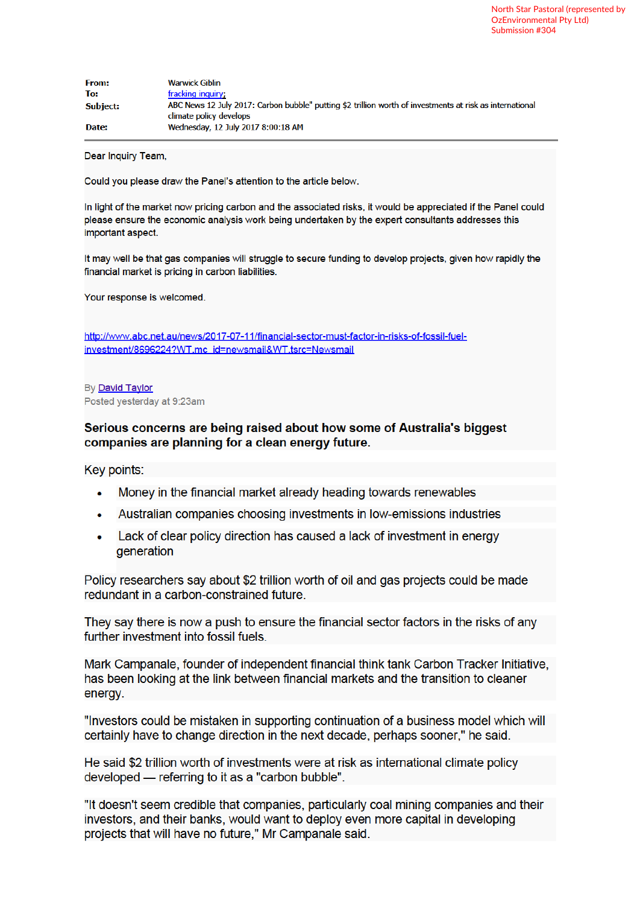North Star Pastoral (represented by OzEnvironmental Pty Ltd)
Submission #304

**From:** Warwick Giblin
**To:** fracking inquiry;
**Subject:** ABC News 12 July 2017: Carbon bubble" putting $2 trillion worth of investments at risk as international climate policy develops
**Date:** Wednesday, 12 July 2017 8:00:18 AM

Dear Inquiry Team,

Could you please draw the Panel's attention to the article below.

In light of the market now pricing carbon and the associated risks, it would be appreciated if the Panel could please ensure the economic analysis work being undertaken by the expert consultants addresses this important aspect.

It may well be that gas companies will struggle to secure funding to develop projects, given how rapidly the financial market is pricing in carbon liabilities.

Your response is welcomed.

http://www.abc.net.au/news/2017-07-11/financial-sector-must-factor-in-risks-of-fossil-fuel-investment/8696224?WT.mc_id=newsmail&WT.tsrc=Newsmail

By David Taylor
Posted yesterday at 9:23am

**Serious concerns are being raised about how some of Australia's biggest companies are planning for a clean energy future.**

Key points:

- Money in the financial market already heading towards renewables
- Australian companies choosing investments in low-emissions industries
- Lack of clear policy direction has caused a lack of investment in energy generation

Policy researchers say about $2 trillion worth of oil and gas projects could be made redundant in a carbon-constrained future.

They say there is now a push to ensure the financial sector factors in the risks of any further investment into fossil fuels.

Mark Campanale, founder of independent financial think tank Carbon Tracker Initiative, has been looking at the link between financial markets and the transition to cleaner energy.

"Investors could be mistaken in supporting continuation of a business model which will certainly have to change direction in the next decade, perhaps sooner," he said.

He said $2 trillion worth of investments were at risk as international climate policy developed — referring to it as a "carbon bubble".

"It doesn't seem credible that companies, particularly coal mining companies and their investors, and their banks, would want to deploy even more capital in developing projects that will have no future," Mr Campanale said.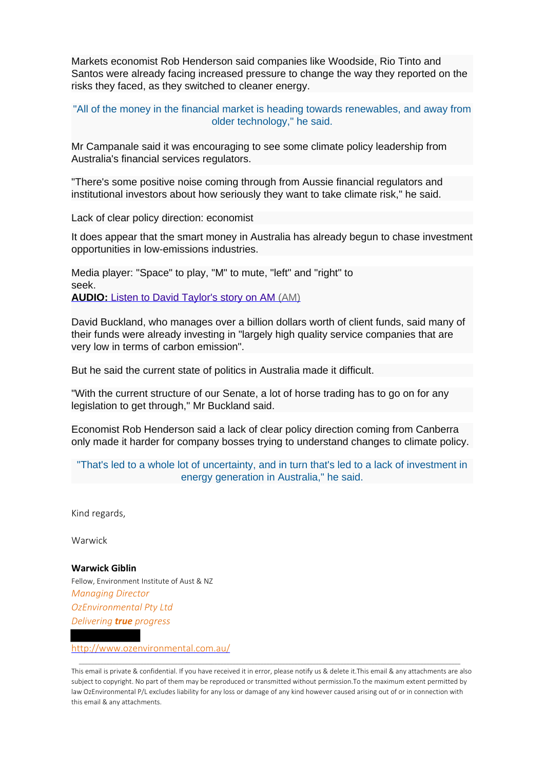Markets economist Rob Henderson said companies like Woodside, Rio Tinto and Santos were already facing increased pressure to change the way they reported on the risks they faced, as they switched to cleaner energy.

> "All of the money in the financial market is heading towards renewables, and away from older technology," he said.

Mr Campanale said it was encouraging to see some climate policy leadership from Australia's financial services regulators.

"There's some positive noise coming through from Aussie financial regulators and institutional investors about how seriously they want to take climate risk," he said.

Lack of clear policy direction: economist

It does appear that the smart money in Australia has already begun to chase investment opportunities in low-emissions industries.

Media player: "Space" to play, "M" to mute, "left" and "right" to seek.
**AUDIO:** Listen to David Taylor's story on AM (AM)

David Buckland, who manages over a billion dollars worth of client funds, said many of their funds were already investing in "largely high quality service companies that are very low in terms of carbon emission".

But he said the current state of politics in Australia made it difficult.

"With the current structure of our Senate, a lot of horse trading has to go on for any legislation to get through," Mr Buckland said.

Economist Rob Henderson said a lack of clear policy direction coming from Canberra only made it harder for company bosses trying to understand changes to climate policy.

> "That's led to a whole lot of uncertainty, and in turn that's led to a lack of investment in energy generation in Australia," he said.

Kind regards,

Warwick

**Warwick Giblin**
Fellow, Environment Institute of Aust & NZ
*Managing Director*
*OzEnvironmental Pty Ltd*
*Delivering **true** progress*

http://www.ozenvironmental.com.au/

---

This email is private & confidential. If you have received it in error, please notify us & delete it.This email & any attachments are also subject to copyright. No part of them may be reproduced or transmitted without permission.To the maximum extent permitted by law OzEnvironmental P/L excludes liability for any loss or damage of any kind however caused arising out of or in connection with this email & any attachments.